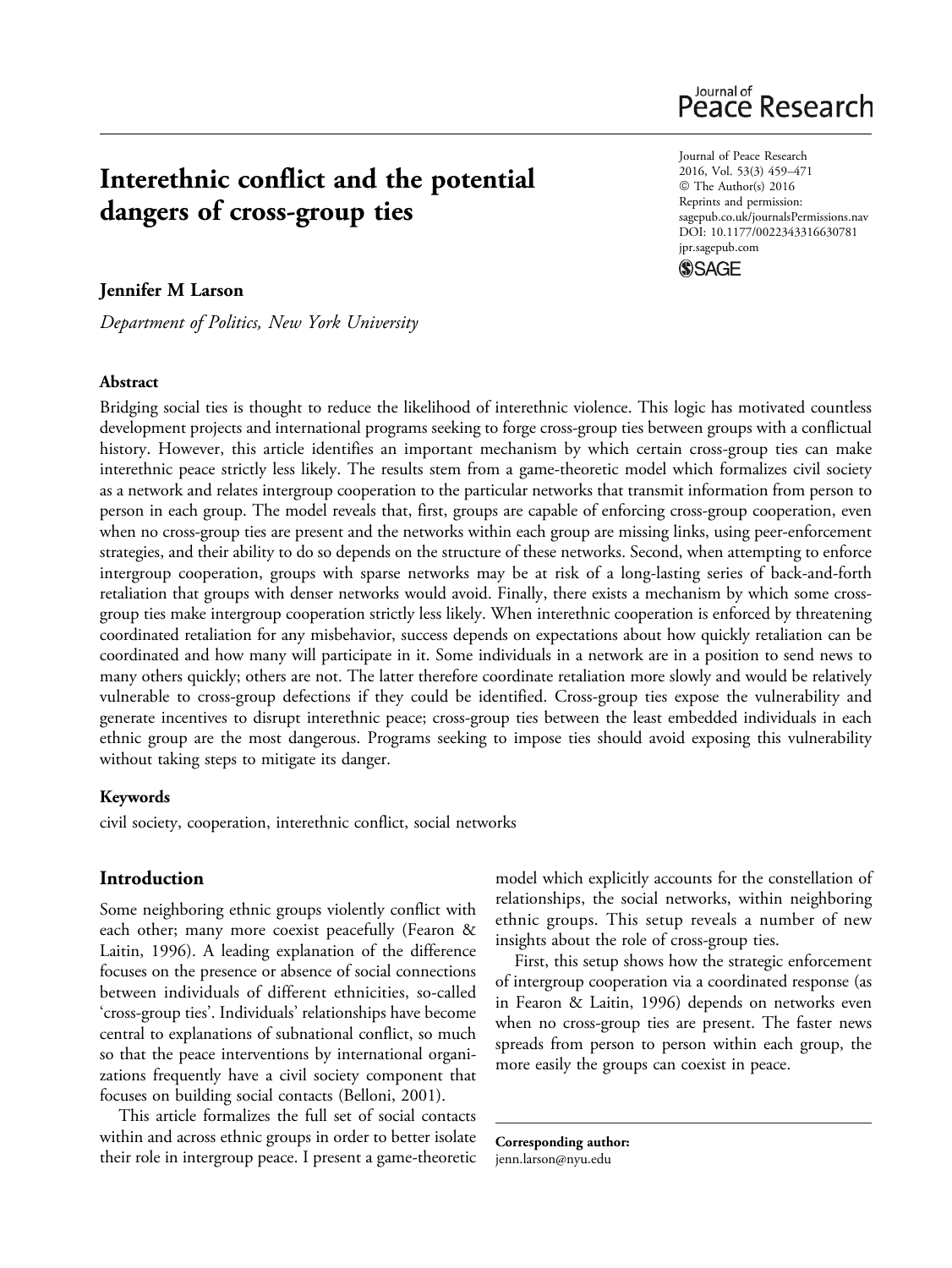# Interethnic conflict and the potential dangers of cross-group ties

**Jennifer M Larson**

*Department of Politics, New York University*

Journal of Peace Research
2016, Vol. 53(3) 459–471
© The Author(s) 2016
Reprints and permission:
sagepub.co.uk/journalsPermissions.nav
DOI: 10.1177/0022343316630781
jpr.sagepub.com

### Abstract

Bridging social ties is thought to reduce the likelihood of interethnic violence. This logic has motivated countless development projects and international programs seeking to forge cross-group ties between groups with a conflictual history. However, this article identifies an important mechanism by which certain cross-group ties can make interethnic peace strictly less likely. The results stem from a game-theoretic model which formalizes civil society as a network and relates intergroup cooperation to the particular networks that transmit information from person to person in each group. The model reveals that, first, groups are capable of enforcing cross-group cooperation, even when no cross-group ties are present and the networks within each group are missing links, using peer-enforcement strategies, and their ability to do so depends on the structure of these networks. Second, when attempting to enforce intergroup cooperation, groups with sparse networks may be at risk of a long-lasting series of back-and-forth retaliation that groups with denser networks would avoid. Finally, there exists a mechanism by which some cross-group ties make intergroup cooperation strictly less likely. When interethnic cooperation is enforced by threatening coordinated retaliation for any misbehavior, success depends on expectations about how quickly retaliation can be coordinated and how many will participate in it. Some individuals in a network are in a position to send news to many others quickly; others are not. The latter therefore coordinate retaliation more slowly and would be relatively vulnerable to cross-group defections if they could be identified. Cross-group ties expose the vulnerability and generate incentives to disrupt interethnic peace; cross-group ties between the least embedded individuals in each ethnic group are the most dangerous. Programs seeking to impose ties should avoid exposing this vulnerability without taking steps to mitigate its danger.

### Keywords

civil society, cooperation, interethnic conflict, social networks

## Introduction

Some neighboring ethnic groups violently conflict with each other; many more coexist peacefully (Fearon & Laitin, 1996). A leading explanation of the difference focuses on the presence or absence of social connections between individuals of different ethnicities, so-called 'cross-group ties'. Individuals' relationships have become central to explanations of subnational conflict, so much so that the peace interventions by international organizations frequently have a civil society component that focuses on building social contacts (Belloni, 2001).

This article formalizes the full set of social contacts within and across ethnic groups in order to better isolate their role in intergroup peace. I present a game-theoretic model which explicitly accounts for the constellation of relationships, the social networks, within neighboring ethnic groups. This setup reveals a number of new insights about the role of cross-group ties.

First, this setup shows how the strategic enforcement of intergroup cooperation via a coordinated response (as in Fearon & Laitin, 1996) depends on networks even when no cross-group ties are present. The faster news spreads from person to person within each group, the more easily the groups can coexist in peace.

**Corresponding author:**
jenn.larson@nyu.edu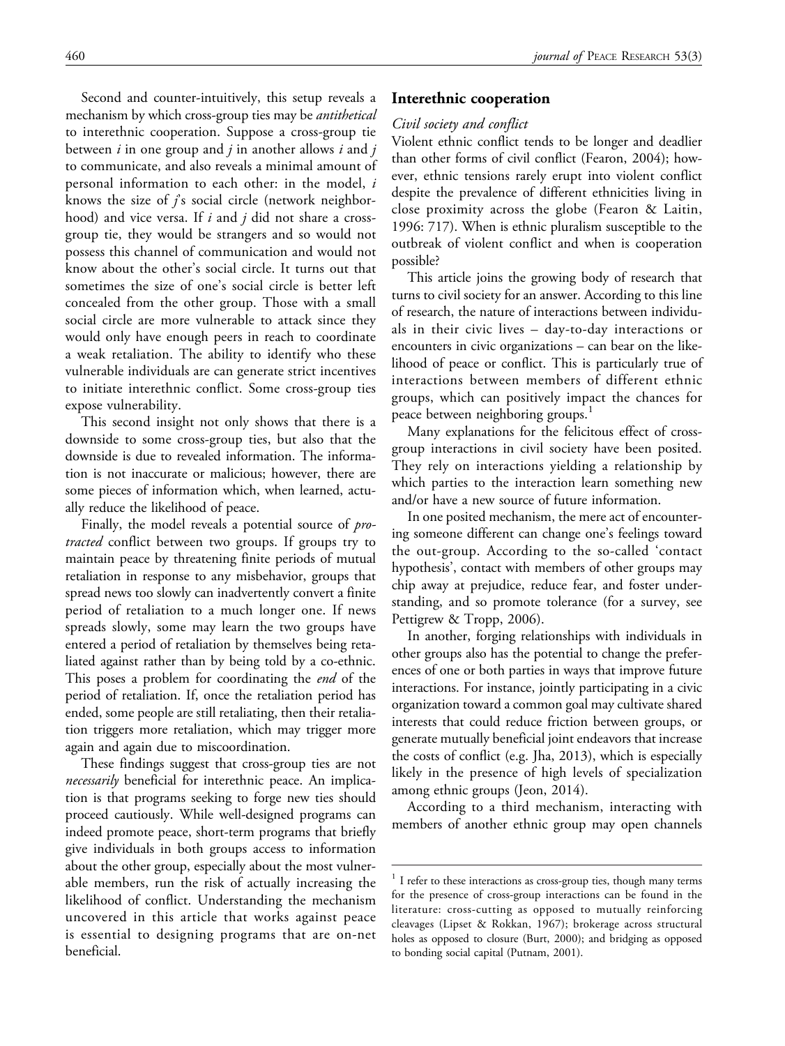Second and counter-intuitively, this setup reveals a mechanism by which cross-group ties may be *antithetical* to interethnic cooperation. Suppose a cross-group tie between $i$ in one group and $j$ in another allows $i$ and $j$ to communicate, and also reveals a minimal amount of personal information to each other: in the model, $i$ knows the size of $j$'s social circle (network neighborhood) and vice versa. If $i$ and $j$ did not share a cross-group tie, they would be strangers and so would not possess this channel of communication and would not know about the other's social circle. It turns out that sometimes the size of one's social circle is better left concealed from the other group. Those with a small social circle are more vulnerable to attack since they would only have enough peers in reach to coordinate a weak retaliation. The ability to identify who these vulnerable individuals are can generate strict incentives to initiate interethnic conflict. Some cross-group ties expose vulnerability.

This second insight not only shows that there is a downside to some cross-group ties, but also that the downside is due to revealed information. The information is not inaccurate or malicious; however, there are some pieces of information which, when learned, actually reduce the likelihood of peace.

Finally, the model reveals a potential source of *protracted* conflict between two groups. If groups try to maintain peace by threatening finite periods of mutual retaliation in response to any misbehavior, groups that spread news too slowly can inadvertently convert a finite period of retaliation to a much longer one. If news spreads slowly, some may learn the two groups have entered a period of retaliation by themselves being retaliated against rather than by being told by a co-ethnic. This poses a problem for coordinating the *end* of the period of retaliation. If, once the retaliation period has ended, some people are still retaliating, then their retaliation triggers more retaliation, which may trigger more again and again due to miscoordination.

These findings suggest that cross-group ties are not *necessarily* beneficial for interethnic peace. An implication is that programs seeking to forge new ties should proceed cautiously. While well-designed programs can indeed promote peace, short-term programs that briefly give individuals in both groups access to information about the other group, especially about the most vulnerable members, run the risk of actually increasing the likelihood of conflict. Understanding the mechanism uncovered in this article that works against peace is essential to designing programs that are on-net beneficial.

## Interethnic cooperation

### Civil society and conflict

Violent ethnic conflict tends to be longer and deadlier than other forms of civil conflict (Fearon, 2004); however, ethnic tensions rarely erupt into violent conflict despite the prevalence of different ethnicities living in close proximity across the globe (Fearon & Laitin, 1996: 717). When is ethnic pluralism susceptible to the outbreak of violent conflict and when is cooperation possible?

This article joins the growing body of research that turns to civil society for an answer. According to this line of research, the nature of interactions between individuals in their civic lives – day-to-day interactions or encounters in civic organizations – can bear on the likelihood of peace or conflict. This is particularly true of interactions between members of different ethnic groups, which can positively impact the chances for peace between neighboring groups.[1]

Many explanations for the felicitous effect of cross-group interactions in civil society have been posited. They rely on interactions yielding a relationship by which parties to the interaction learn something new and/or have a new source of future information.

In one posited mechanism, the mere act of encountering someone different can change one's feelings toward the out-group. According to the so-called 'contact hypothesis', contact with members of other groups may chip away at prejudice, reduce fear, and foster understanding, and so promote tolerance (for a survey, see Pettigrew & Tropp, 2006).

In another, forging relationships with individuals in other groups also has the potential to change the preferences of one or both parties in ways that improve future interactions. For instance, jointly participating in a civic organization toward a common goal may cultivate shared interests that could reduce friction between groups, or generate mutually beneficial joint endeavors that increase the costs of conflict (e.g. Jha, 2013), which is especially likely in the presence of high levels of specialization among ethnic groups (Jeon, 2014).

According to a third mechanism, interacting with members of another ethnic group may open channels

[1] I refer to these interactions as cross-group ties, though many terms for the presence of cross-group interactions can be found in the literature: cross-cutting as opposed to mutually reinforcing cleavages (Lipset & Rokkan, 1967); brokerage across structural holes as opposed to closure (Burt, 2000); and bridging as opposed to bonding social capital (Putnam, 2001).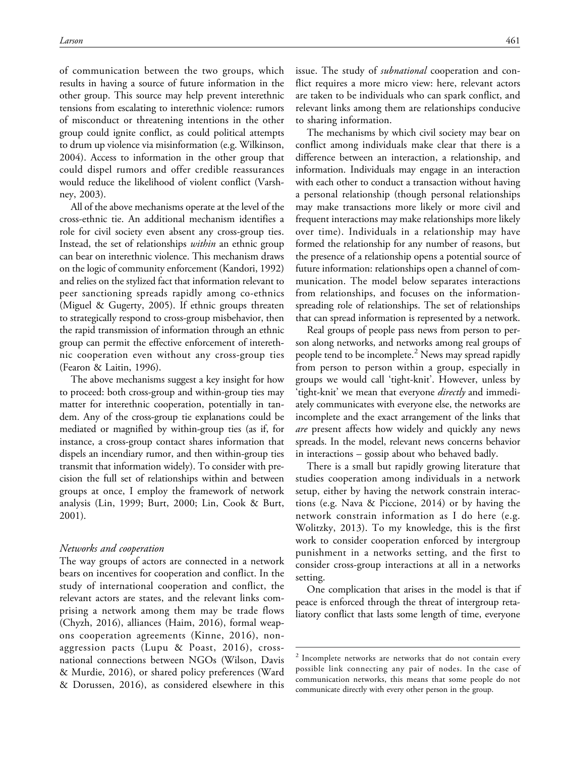of communication between the two groups, which results in having a source of future information in the other group. This source may help prevent interethnic tensions from escalating to interethnic violence: rumors of misconduct or threatening intentions in the other group could ignite conflict, as could political attempts to drum up violence via misinformation (e.g. Wilkinson, 2004). Access to information in the other group that could dispel rumors and offer credible reassurances would reduce the likelihood of violent conflict (Varshney, 2003).

All of the above mechanisms operate at the level of the cross-ethnic tie. An additional mechanism identifies a role for civil society even absent any cross-group ties. Instead, the set of relationships *within* an ethnic group can bear on interethnic violence. This mechanism draws on the logic of community enforcement (Kandori, 1992) and relies on the stylized fact that information relevant to peer sanctioning spreads rapidly among co-ethnics (Miguel & Gugerty, 2005). If ethnic groups threaten to strategically respond to cross-group misbehavior, then the rapid transmission of information through an ethnic group can permit the effective enforcement of interethnic cooperation even without any cross-group ties (Fearon & Laitin, 1996).

The above mechanisms suggest a key insight for how to proceed: both cross-group and within-group ties may matter for interethnic cooperation, potentially in tandem. Any of the cross-group tie explanations could be mediated or magnified by within-group ties (as if, for instance, a cross-group contact shares information that dispels an incendiary rumor, and then within-group ties transmit that information widely). To consider with precision the full set of relationships within and between groups at once, I employ the framework of network analysis (Lin, 1999; Burt, 2000; Lin, Cook & Burt, 2001).

### *Networks and cooperation*

The way groups of actors are connected in a network bears on incentives for cooperation and conflict. In the study of international cooperation and conflict, the relevant actors are states, and the relevant links comprising a network among them may be trade flows (Chyzh, 2016), alliances (Haim, 2016), formal weapons cooperation agreements (Kinne, 2016), non-aggression pacts (Lupu & Poast, 2016), cross-national connections between NGOs (Wilson, Davis & Murdie, 2016), or shared policy preferences (Ward & Dorussen, 2016), as considered elsewhere in this issue. The study of *subnational* cooperation and conflict requires a more micro view: here, relevant actors are taken to be individuals who can spark conflict, and relevant links among them are relationships conducive to sharing information.

The mechanisms by which civil society may bear on conflict among individuals make clear that there is a difference between an interaction, a relationship, and information. Individuals may engage in an interaction with each other to conduct a transaction without having a personal relationship (though personal relationships may make transactions more likely or more civil and frequent interactions may make relationships more likely over time). Individuals in a relationship may have formed the relationship for any number of reasons, but the presence of a relationship opens a potential source of future information: relationships open a channel of communication. The model below separates interactions from relationships, and focuses on the information-spreading role of relationships. The set of relationships that can spread information is represented by a network.

Real groups of people pass news from person to person along networks, and networks among real groups of people tend to be incomplete.[2] News may spread rapidly from person to person within a group, especially in groups we would call 'tight-knit'. However, unless by 'tight-knit' we mean that everyone *directly* and immediately communicates with everyone else, the networks are incomplete and the exact arrangement of the links that *are* present affects how widely and quickly any news spreads. In the model, relevant news concerns behavior in interactions – gossip about who behaved badly.

There is a small but rapidly growing literature that studies cooperation among individuals in a network setup, either by having the network constrain interactions (e.g. Nava & Piccione, 2014) or by having the network constrain information as I do here (e.g. Wolitzky, 2013). To my knowledge, this is the first work to consider cooperation enforced by intergroup punishment in a networks setting, and the first to consider cross-group interactions at all in a networks setting.

One complication that arises in the model is that if peace is enforced through the threat of intergroup retaliatory conflict that lasts some length of time, everyone

[2] Incomplete networks are networks that do not contain every possible link connecting any pair of nodes. In the case of communication networks, this means that some people do not communicate directly with every other person in the group.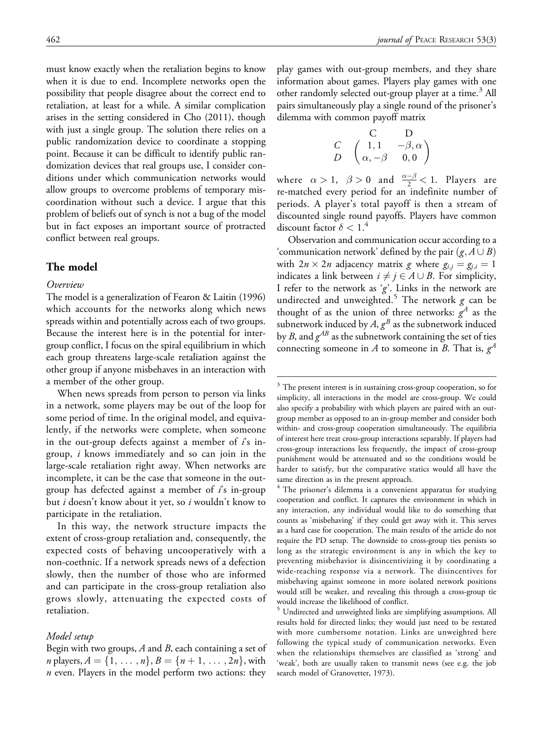must know exactly when the retaliation begins to know when it is due to end. Incomplete networks open the possibility that people disagree about the correct end to retaliation, at least for a while. A similar complication arises in the setting considered in Cho (2011), though with just a single group. The solution there relies on a public randomization device to coordinate a stopping point. Because it can be difficult to identify public randomization devices that real groups use, I consider conditions under which communication networks would allow groups to overcome problems of temporary miscoordination without such a device. I argue that this problem of beliefs out of synch is not a bug of the model but in fact exposes an important source of protracted conflict between real groups.

## The model

### *Overview*

The model is a generalization of Fearon & Laitin (1996) which accounts for the networks along which news spreads within and potentially across each of two groups. Because the interest here is in the potential for intergroup conflict, I focus on the spiral equilibrium in which each group threatens large-scale retaliation against the other group if anyone misbehaves in an interaction with a member of the other group.

When news spreads from person to person via links in a network, some players may be out of the loop for some period of time. In the original model, and equivalently, if the networks were complete, when someone in the out-group defects against a member of $i$'s in-group, $i$ knows immediately and so can join in the large-scale retaliation right away. When networks are incomplete, it can be the case that someone in the out-group has defected against a member of $i$'s in-group but $i$ doesn't know about it yet, so $i$ wouldn't know to participate in the retaliation.

In this way, the network structure impacts the extent of cross-group retaliation and, consequently, the expected costs of behaving uncooperatively with a non-coethnic. If a network spreads news of a defection slowly, then the number of those who are informed and can participate in the cross-group retaliation also grows slowly, attenuating the expected costs of retaliation.

### *Model setup*

Begin with two groups, $A$ and $B$, each containing a set of $n$ players, $A = \{1, \ldots, n\}$, $B = \{n+1, \ldots, 2n\}$, with $n$ even. Players in the model perform two actions: they play games with out-group members, and they share information about games. Players play games with one other randomly selected out-group player at a time.[3] All pairs simultaneously play a single round of the prisoner's dilemma with common payoff matrix

$$
\begin{array}{cc} & \begin{array}{cc} \text{C} & \text{D} \end{array} \\ \begin{array}{c} C \\ D \end{array} & \begin{pmatrix} 1,1 & -\beta,\alpha \\ \alpha,-\beta & 0,0 \end{pmatrix} \end{array}
$$

where $\alpha > 1$, $\beta > 0$ and $\frac{\alpha-\beta}{2} < 1$. Players are re-matched every period for an indefinite number of periods. A player's total payoff is then a stream of discounted single round payoffs. Players have common discount factor $\delta < 1$.[4]

Observation and communication occur according to a 'communication network' defined by the pair $(g, A \cup B)$ with $2n \times 2n$ adjacency matrix $g$ where $g_{i,j} = g_{j,i} = 1$ indicates a link between $i \neq j \in A \cup B$. For simplicity, I refer to the network as '$g$'. Links in the network are undirected and unweighted.[5] The network $g$ can be thought of as the union of three networks: $g^A$ as the subnetwork induced by $A$, $g^B$ as the subnetwork induced by $B$, and $g^{AB}$ as the subnetwork containing the set of ties connecting someone in $A$ to someone in $B$. That is, $g^A$

---

[3] The present interest is in sustaining cross-group cooperation, so for simplicity, all interactions in the model are cross-group. We could also specify a probability with which players are paired with an out-group member as opposed to an in-group member and consider both within- and cross-group cooperation simultaneously. The equilibria of interest here treat cross-group interactions separably. If players had cross-group interactions less frequently, the impact of cross-group punishment would be attenuated and so the conditions would be harder to satisfy, but the comparative statics would all have the same direction as in the present approach.

[4] The prisoner's dilemma is a convenient apparatus for studying cooperation and conflict. It captures the environment in which in any interaction, any individual would like to do something that counts as 'misbehaving' if they could get away with it. This serves as a hard case for cooperation. The main results of the article do not require the PD setup. The downside to cross-group ties persists so long as the strategic environment is any in which the key to preventing misbehavior is disincentivizing it by coordinating a wide-reaching response via a network. The disincentives for misbehaving against someone in more isolated network positions would still be weaker, and revealing this through a cross-group tie would increase the likelihood of conflict.

[5] Undirected and unweighted links are simplifying assumptions. All results hold for directed links; they would just need to be restated with more cumbersome notation. Links are unweighted here following the typical study of communication networks. Even when the relationships themselves are classified as 'strong' and 'weak', both are usually taken to transmit news (see e.g. the job search model of Granovetter, 1973).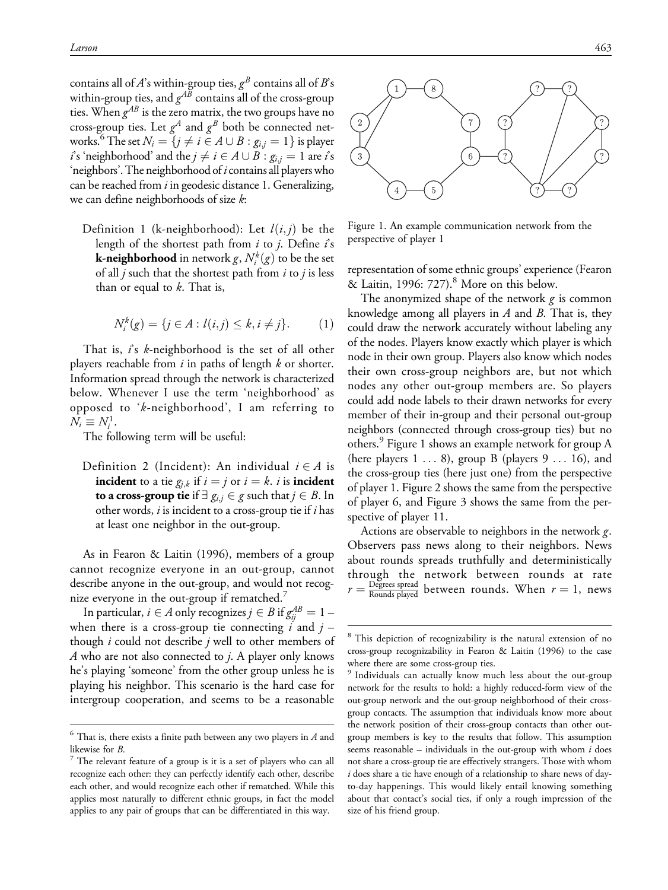contains all of $A$'s within-group ties, $g^B$ contains all of $B$'s within-group ties, and $g^{AB}$ contains all of the cross-group ties. When $g^{AB}$ is the zero matrix, the two groups have no cross-group ties. Let $g^A$ and $g^B$ both be connected networks.[6] The set $N_i = \{j \neq i \in A \cup B : g_{i,j} = 1\}$ is player $i$'s 'neighborhood' and the $j \neq i \in A \cup B : g_{i,j} = 1$ are $i$'s 'neighbors'. The neighborhood of $i$ contains all players who can be reached from $i$ in geodesic distance 1. Generalizing, we can define neighborhoods of size $k$:

Definition 1 (k-neighborhood): Let $l(i,j)$ be the length of the shortest path from $i$ to $j$. Define $i$'s **k-neighborhood** in network $g$, $N_i^k(g)$ to be the set of all $j$ such that the shortest path from $i$ to $j$ is less than or equal to $k$. That is,

$$N_i^k(g) = \{j \in A : l(i,j) \leq k, i \neq j\}. \tag{1}$$

That is, $i$'s $k$-neighborhood is the set of all other players reachable from $i$ in paths of length $k$ or shorter. Information spread through the network is characterized below. Whenever I use the term 'neighborhood' as opposed to '$k$-neighborhood', I am referring to $N_i \equiv N_i^1$.

The following term will be useful:

Definition 2 (Incident): An individual $i \in A$ is **incident** to a tie $g_{j,k}$ if $i = j$ or $i = k$. $i$ is **incident to a cross-group tie** if $\exists\, g_{i,j} \in g$ such that $j \in B$. In other words, $i$ is incident to a cross-group tie if $i$ has at least one neighbor in the out-group.

As in Fearon & Laitin (1996), members of a group cannot recognize everyone in an out-group, cannot describe anyone in the out-group, and would not recognize everyone in the out-group if rematched.[7]

In particular, $i \in A$ only recognizes $j \in B$ if $g_{ij}^{AB} = 1$ – when there is a cross-group tie connecting $i$ and $j$ – though $i$ could not describe $j$ well to other members of $A$ who are not also connected to $j$. A player only knows he's playing 'someone' from the other group unless he is playing his neighbor. This scenario is the hard case for intergroup cooperation, and seems to be a reasonable representation of some ethnic groups' experience (Fearon & Laitin, 1996: 727).[8] More on this below.

Figure 1. An example communication network from the perspective of player 1

The anonymized shape of the network $g$ is common knowledge among all players in $A$ and $B$. That is, they could draw the network accurately without labeling any of the nodes. Players know exactly which player is which node in their own group. Players also know which nodes their own cross-group neighbors are, but not which nodes any other out-group members are. So players could add node labels to their drawn networks for every member of their in-group and their personal out-group neighbors (connected through cross-group ties) but no others.[9] Figure 1 shows an example network for group A (here players 1 ... 8), group B (players 9 ... 16), and the cross-group ties (here just one) from the perspective of player 1. Figure 2 shows the same from the perspective of player 6, and Figure 3 shows the same from the perspective of player 11.

Actions are observable to neighbors in the network $g$. Observers pass news along to their neighbors. News about rounds spreads truthfully and deterministically through the network between rounds at rate $r = \frac{\text{Degrees spread}}{\text{Rounds played}}$ between rounds. When $r = 1$, news

[6] That is, there exists a finite path between any two players in $A$ and likewise for $B$.

[7] The relevant feature of a group is it is a set of players who can all recognize each other: they can perfectly identify each other, describe each other, and would recognize each other if rematched. While this applies most naturally to different ethnic groups, in fact the model applies to any pair of groups that can be differentiated in this way.

[8] This depiction of recognizability is the natural extension of no cross-group recognizability in Fearon & Laitin (1996) to the case where there are some cross-group ties.

[9] Individuals can actually know much less about the out-group network for the results to hold: a highly reduced-form view of the out-group network and the out-group neighborhood of their cross-group contacts. The assumption that individuals know more about the network position of their cross-group contacts than other out-group members is key to the results that follow. This assumption seems reasonable – individuals in the out-group with whom $i$ does not share a cross-group tie are effectively strangers. Those with whom $i$ does share a tie have enough of a relationship to share news of day-to-day happenings. This would likely entail knowing something about that contact's social ties, if only a rough impression of the size of his friend group.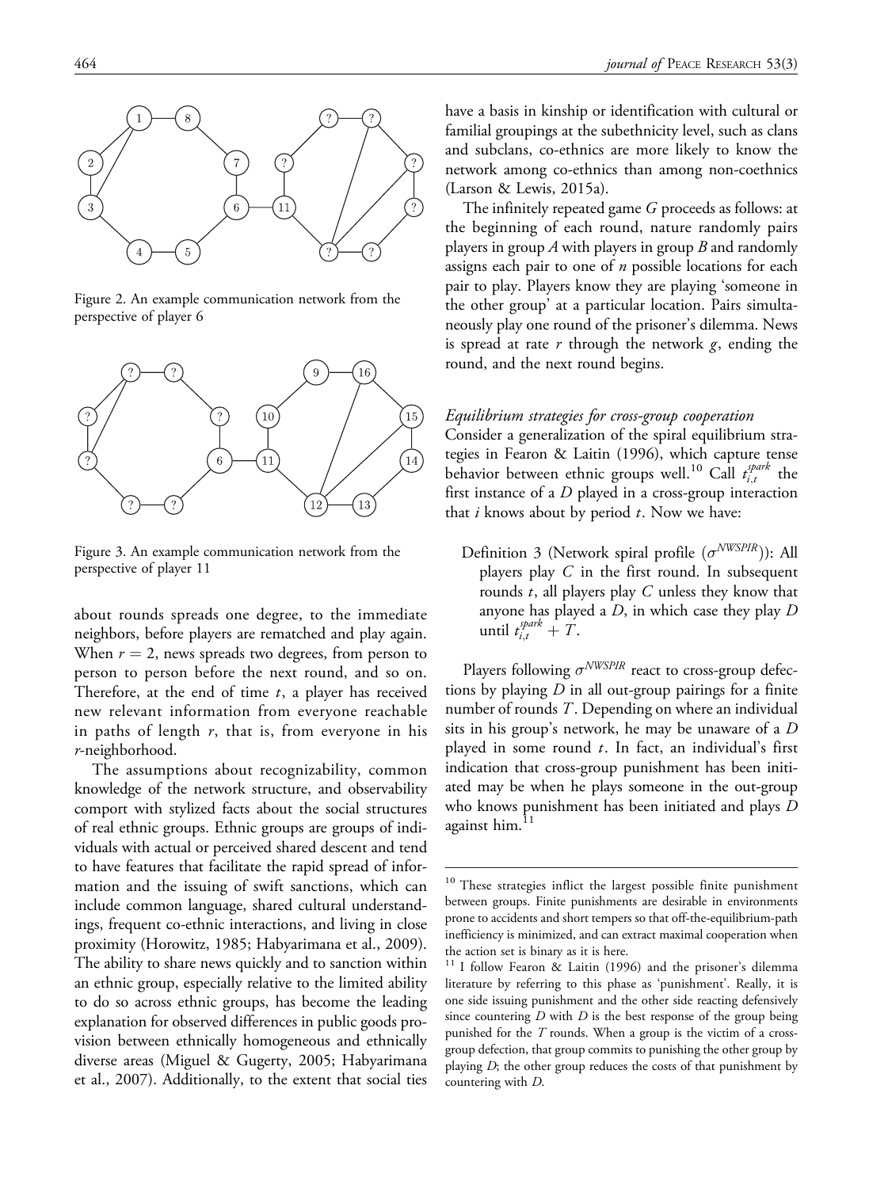Figure 2. An example communication network from the perspective of player 6

Figure 3. An example communication network from the perspective of player 11

about rounds spreads one degree, to the immediate neighbors, before players are rematched and play again. When $r = 2$, news spreads two degrees, from person to person to person before the next round, and so on. Therefore, at the end of time $t$, a player has received new relevant information from everyone reachable in paths of length $r$, that is, from everyone in his $r$-neighborhood.

The assumptions about recognizability, common knowledge of the network structure, and observability comport with stylized facts about the social structures of real ethnic groups. Ethnic groups are groups of individuals with actual or perceived shared descent and tend to have features that facilitate the rapid spread of information and the issuing of swift sanctions, which can include common language, shared cultural understandings, frequent co-ethnic interactions, and living in close proximity (Horowitz, 1985; Habyarimana et al., 2009). The ability to share news quickly and to sanction within an ethnic group, especially relative to the limited ability to do so across ethnic groups, has become the leading explanation for observed differences in public goods provision between ethnically homogeneous and ethnically diverse areas (Miguel & Gugerty, 2005; Habyarimana et al., 2007). Additionally, to the extent that social ties have a basis in kinship or identification with cultural or familial groupings at the subethnicity level, such as clans and subclans, co-ethnics are more likely to know the network among co-ethnics than among non-coethnics (Larson & Lewis, 2015a).

The infinitely repeated game $G$ proceeds as follows: at the beginning of each round, nature randomly pairs players in group $A$ with players in group $B$ and randomly assigns each pair to one of $n$ possible locations for each pair to play. Players know they are playing 'someone in the other group' at a particular location. Pairs simultaneously play one round of the prisoner's dilemma. News is spread at rate $r$ through the network $g$, ending the round, and the next round begins.

### *Equilibrium strategies for cross-group cooperation*

Consider a generalization of the spiral equilibrium strategies in Fearon & Laitin (1996), which capture tense behavior between ethnic groups well.[10] Call $t_{i,t}^{spark}$ the first instance of a $D$ played in a cross-group interaction that $i$ knows about by period $t$. Now we have:

> Definition 3 (Network spiral profile ($\sigma^{NWSPIR}$)): All players play $C$ in the first round. In subsequent rounds $t$, all players play $C$ unless they know that anyone has played a $D$, in which case they play $D$ until $t_{i,t}^{spark} + T$.

Players following $\sigma^{NWSPIR}$ react to cross-group defections by playing $D$ in all out-group pairings for a finite number of rounds $T$. Depending on where an individual sits in his group's network, he may be unaware of a $D$ played in some round $t$. In fact, an individual's first indication that cross-group punishment has been initiated may be when he plays someone in the out-group who knows punishment has been initiated and plays $D$ against him.[11]

[10] These strategies inflict the largest possible finite punishment between groups. Finite punishments are desirable in environments prone to accidents and short tempers so that off-the-equilibrium-path inefficiency is minimized, and can extract maximal cooperation when the action set is binary as it is here.

[11] I follow Fearon & Laitin (1996) and the prisoner's dilemma literature by referring to this phase as 'punishment'. Really, it is one side issuing punishment and the other side reacting defensively since countering $D$ with $D$ is the best response of the group being punished for the $T$ rounds. When a group is the victim of a cross-group defection, that group commits to punishing the other group by playing $D$; the other group reduces the costs of that punishment by countering with $D$.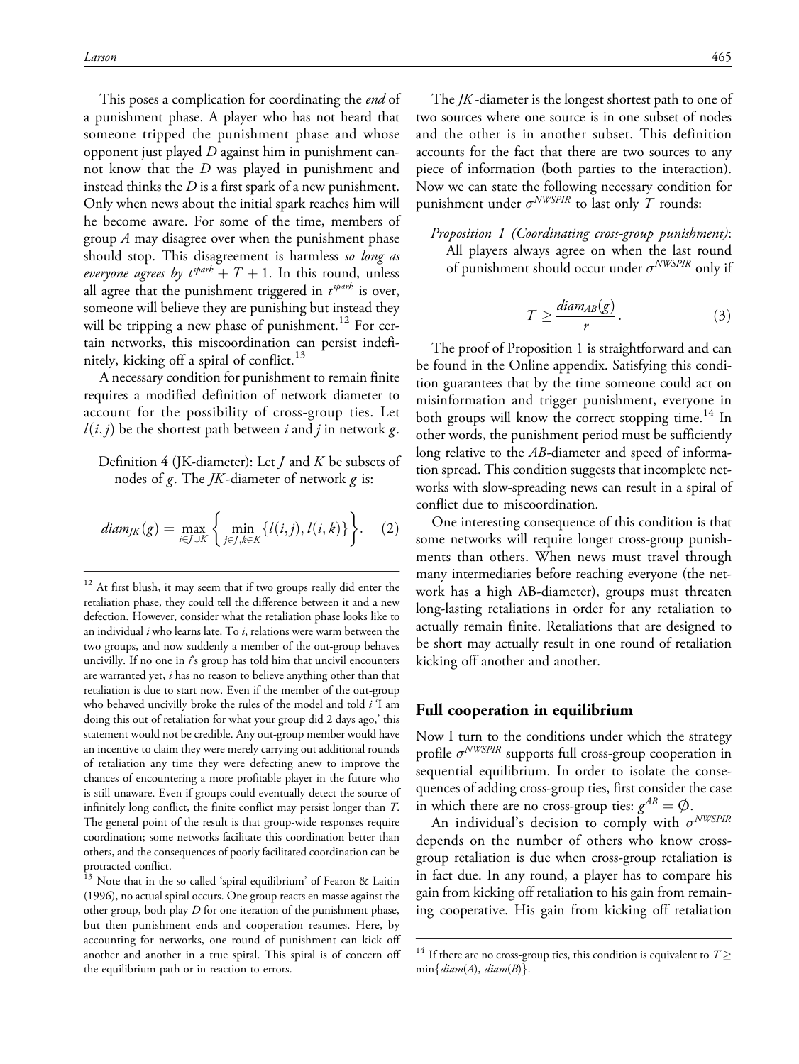This poses a complication for coordinating the *end* of a punishment phase. A player who has not heard that someone tripped the punishment phase and whose opponent just played $D$ against him in punishment cannot know that the $D$ was played in punishment and instead thinks the $D$ is a first spark of a new punishment. Only when news about the initial spark reaches him will he become aware. For some of the time, members of group $A$ may disagree over when the punishment phase should stop. This disagreement is harmless *so long as everyone agrees by* $t^{spark} + T + 1$. In this round, unless all agree that the punishment triggered in $t^{spark}$ is over, someone will believe they are punishing but instead they will be tripping a new phase of punishment.[12] For certain networks, this miscoordination can persist indefinitely, kicking off a spiral of conflict.[13]

A necessary condition for punishment to remain finite requires a modified definition of network diameter to account for the possibility of cross-group ties. Let $l(i, j)$ be the shortest path between $i$ and $j$ in network $g$.

> Definition 4 (JK-diameter): Let $J$ and $K$ be subsets of nodes of $g$. The $JK$-diameter of network $g$ is:

$$diam_{JK}(g) = \max_{i \in J \cup K} \left\{ \min_{j \in J, k \in K} \{ l(i,j), l(i,k) \} \right\}. \quad (2)$$

The $JK$-diameter is the longest shortest path to one of two sources where one source is in one subset of nodes and the other is in another subset. This definition accounts for the fact that there are two sources to any piece of information (both parties to the interaction). Now we can state the following necessary condition for punishment under $\sigma^{NWSPIR}$ to last only $T$ rounds:

> *Proposition 1 (Coordinating cross-group punishment)*: All players always agree on when the last round of punishment should occur under $\sigma^{NWSPIR}$ only if

$$T \geq \frac{diam_{AB}(g)}{r}. \quad (3)$$

The proof of Proposition 1 is straightforward and can be found in the Online appendix. Satisfying this condition guarantees that by the time someone could act on misinformation and trigger punishment, everyone in both groups will know the correct stopping time.[14] In other words, the punishment period must be sufficiently long relative to the $AB$-diameter and speed of information spread. This condition suggests that incomplete networks with slow-spreading news can result in a spiral of conflict due to miscoordination.

One interesting consequence of this condition is that some networks will require longer cross-group punishments than others. When news must travel through many intermediaries before reaching everyone (the network has a high AB-diameter), groups must threaten long-lasting retaliations in order for any retaliation to actually remain finite. Retaliations that are designed to be short may actually result in one round of retaliation kicking off another and another.

## Full cooperation in equilibrium

Now I turn to the conditions under which the strategy profile $\sigma^{NWSPIR}$ supports full cross-group cooperation in sequential equilibrium. In order to isolate the consequences of adding cross-group ties, first consider the case in which there are no cross-group ties: $g^{AB} = \emptyset$.

An individual's decision to comply with $\sigma^{NWSPIR}$ depends on the number of others who know cross-group retaliation is due when cross-group retaliation is in fact due. In any round, a player has to compare his gain from kicking off retaliation to his gain from remaining cooperative. His gain from kicking off retaliation

---

[12] At first blush, it may seem that if two groups really did enter the retaliation phase, they could tell the difference between it and a new defection. However, consider what the retaliation phase looks like to an individual $i$ who learns late. To $i$, relations were warm between the two groups, and now suddenly a member of the out-group behaves uncivilly. If no one in $i$'s group has told him that uncivil encounters are warranted yet, $i$ has no reason to believe anything other than that retaliation is due to start now. Even if the member of the out-group who behaved uncivilly broke the rules of the model and told $i$ 'I am doing this out of retaliation for what your group did 2 days ago,' this statement would not be credible. Any out-group member would have an incentive to claim they were merely carrying out additional rounds of retaliation any time they were defecting anew to improve the chances of encountering a more profitable player in the future who is still unaware. Even if groups could eventually detect the source of infinitely long conflict, the finite conflict may persist longer than $T$. The general point of the result is that group-wide responses require coordination; some networks facilitate this coordination better than others, and the consequences of poorly facilitated coordination can be protracted conflict.

[13] Note that in the so-called 'spiral equilibrium' of Fearon & Laitin (1996), no actual spiral occurs. One group reacts en masse against the other group, both play $D$ for one iteration of the punishment phase, but then punishment ends and cooperation resumes. Here, by accounting for networks, one round of punishment can kick off another and another in a true spiral. This spiral is of concern off the equilibrium path or in reaction to errors.

[14] If there are no cross-group ties, this condition is equivalent to $T \geq \min\{diam(A), diam(B)\}$.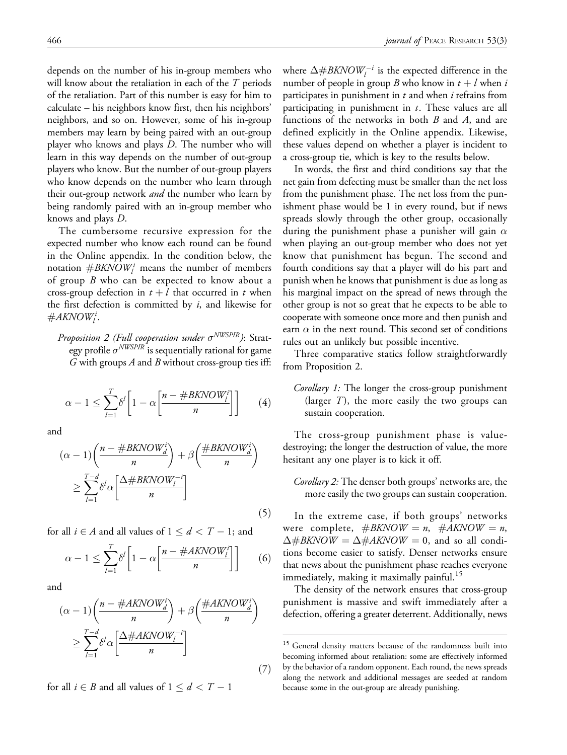depends on the number of his in-group members who will know about the retaliation in each of the $T$ periods of the retaliation. Part of this number is easy for him to calculate – his neighbors know first, then his neighbors' neighbors, and so on. However, some of his in-group members may learn by being paired with an out-group player who knows and plays $D$. The number who will learn in this way depends on the number of out-group players who know. But the number of out-group players who know depends on the number who learn through their out-group network *and* the number who learn by being randomly paired with an in-group member who knows and plays $D$.

The cumbersome recursive expression for the expected number who know each round can be found in the Online appendix. In the condition below, the notation $\#BKNOW_l^i$ means the number of members of group $B$ who can be expected to know about a cross-group defection in $t + l$ that occurred in $t$ when the first defection is committed by $i$, and likewise for $\#AKNOW_l^i$.

*Proposition 2 (Full cooperation under $\sigma^{NWSPIR}$)*: Strategy profile $\sigma^{NWSPIR}$ is sequentially rational for game $G$ with groups $A$ and $B$ without cross-group ties iff:

$$\alpha - 1 \leq \sum_{l=1}^{T} \delta^l \left[ 1 - \alpha \left[ \frac{n - \#BKNOW_l^i}{n} \right] \right] \tag{4}$$

and

$$(\alpha - 1)\left(\frac{n - \#BKNOW_d^i}{n}\right) + \beta\left(\frac{\#BKNOW_d^i}{n}\right) \geq \sum_{l=1}^{T-d} \delta^l \alpha \left[ \frac{\Delta\#BKNOW_l^{-i}}{n} \right] \tag{5}$$

for all $i \in A$ and all values of $1 \leq d < T - 1$; and

$$\alpha - 1 \leq \sum_{l=1}^{T} \delta^l \left[ 1 - \alpha \left[ \frac{n - \#AKNOW_l^i}{n} \right] \right] \tag{6}$$

and

$$(\alpha - 1)\left(\frac{n - \#AKNOW_d^i}{n}\right) + \beta\left(\frac{\#AKNOW_d^i}{n}\right) \geq \sum_{l=1}^{T-d} \delta^l \alpha \left[ \frac{\Delta\#AKNOW_l^{-i}}{n} \right] \tag{7}$$

for all $i \in B$ and all values of $1 \leq d < T - 1$

where $\Delta\#BKNOW_l^{-i}$ is the expected difference in the number of people in group $B$ who know in $t + l$ when $i$ participates in punishment in $t$ and when $i$ refrains from participating in punishment in $t$. These values are all functions of the networks in both $B$ and $A$, and are defined explicitly in the Online appendix. Likewise, these values depend on whether a player is incident to a cross-group tie, which is key to the results below.

In words, the first and third conditions say that the net gain from defecting must be smaller than the net loss from the punishment phase. The net loss from the punishment phase would be 1 in every round, but if news spreads slowly through the other group, occasionally during the punishment phase a punisher will gain $\alpha$ when playing an out-group member who does not yet know that punishment has begun. The second and fourth conditions say that a player will do his part and punish when he knows that punishment is due as long as his marginal impact on the spread of news through the other group is not so great that he expects to be able to cooperate with someone once more and then punish and earn $\alpha$ in the next round. This second set of conditions rules out an unlikely but possible incentive.

Three comparative statics follow straightforwardly from Proposition 2.

*Corollary 1:* The longer the cross-group punishment (larger $T$), the more easily the two groups can sustain cooperation.

The cross-group punishment phase is value-destroying; the longer the destruction of value, the more hesitant any one player is to kick it off.

*Corollary 2:* The denser both groups' networks are, the more easily the two groups can sustain cooperation.

In the extreme case, if both groups' networks were complete, $\#BKNOW = n$, $\#AKNOW = n$, $\Delta\#BKNOW = \Delta\#AKNOW = 0$, and so all conditions become easier to satisfy. Denser networks ensure that news about the punishment phase reaches everyone immediately, making it maximally painful.[15]

The density of the network ensures that cross-group punishment is massive and swift immediately after a defection, offering a greater deterrent. Additionally, news

[15] General density matters because of the randomness built into becoming informed about retaliation: some are effectively informed by the behavior of a random opponent. Each round, the news spreads along the network and additional messages are seeded at random because some in the out-group are already punishing.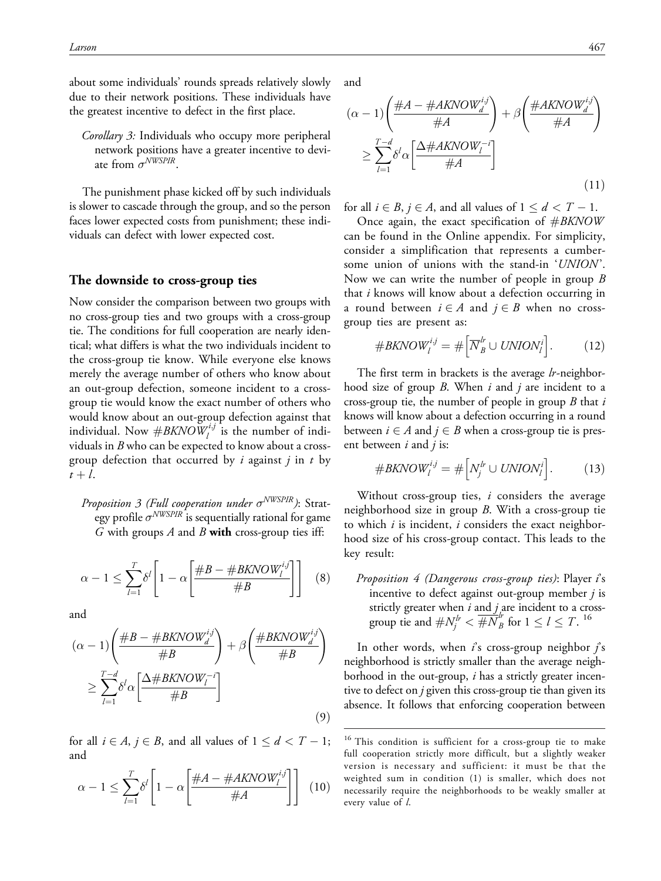about some individuals' rounds spreads relatively slowly due to their network positions. These individuals have the greatest incentive to defect in the first place.

*Corollary 3:* Individuals who occupy more peripheral network positions have a greater incentive to deviate from $\sigma^{NWSPIR}$.

The punishment phase kicked off by such individuals is slower to cascade through the group, and so the person faces lower expected costs from punishment; these individuals can defect with lower expected cost.

## The downside to cross-group ties

Now consider the comparison between two groups with no cross-group ties and two groups with a cross-group tie. The conditions for full cooperation are nearly identical; what differs is what the two individuals incident to the cross-group tie know. While everyone else knows merely the average number of others who know about an out-group defection, someone incident to a cross-group tie would know the exact number of others who would know about an out-group defection against that individual. Now $\#BKNOW_l^{i,j}$ is the number of individuals in $B$ who can be expected to know about a cross-group defection that occurred by $i$ against $j$ in $t$ by $t+l$.

*Proposition 3 (Full cooperation under $\sigma^{NWSPIR}$):* Strategy profile $\sigma^{NWSPIR}$ is sequentially rational for game $G$ with groups $A$ and $B$ **with** cross-group ties iff:

$$\alpha - 1 \leq \sum_{l=1}^{T} \delta^l \left[ 1 - \alpha \left[ \frac{\#B - \#BKNOW_l^{i,j}}{\#B} \right] \right] \quad (8)$$

and

$$(\alpha - 1)\left( \frac{\#B - \#BKNOW_d^{i,j}}{\#B} \right) + \beta \left( \frac{\#BKNOW_d^{i,j}}{\#B} \right) \geq \sum_{l=1}^{T-d} \delta^l \alpha \left[ \frac{\Delta \#BKNOW_l^{-i}}{\#B} \right] \quad (9)$$

for all $i \in A$, $j \in B$, and all values of $1 \leq d < T-1$; and

$$\alpha - 1 \leq \sum_{l=1}^{T} \delta^l \left[ 1 - \alpha \left[ \frac{\#A - \#AKNOW_l^{i,j}}{\#A} \right] \right] \quad (10)$$

and

$$(\alpha - 1)\left( \frac{\#A - \#AKNOW_d^{i,j}}{\#A} \right) + \beta \left( \frac{\#AKNOW_d^{i,j}}{\#A} \right) \geq \sum_{l=1}^{T-d} \delta^l \alpha \left[ \frac{\Delta \#AKNOW_l^{-i}}{\#A} \right] \quad (11)$$

for all $i \in B$, $j \in A$, and all values of $1 \leq d < T-1$.

Once again, the exact specification of $\#BKNOW$ can be found in the Online appendix. For simplicity, consider a simplification that represents a cumbersome union of unions with the stand-in '*UNION*'. Now we can write the number of people in group $B$ that $i$ knows will know about a defection occurring in a round between $i \in A$ and $j \in B$ when no cross-group ties are present as:

$$\#BKNOW_l^{i,j} = \#\left[ \overline{N}_B^{lr} \cup UNION_l^i \right]. \quad (12)$$

The first term in brackets is the average $lr$-neighborhood size of group $B$. When $i$ and $j$ are incident to a cross-group tie, the number of people in group $B$ that $i$ knows will know about a defection occurring in a round between $i \in A$ and $j \in B$ when a cross-group tie is present between $i$ and $j$ is:

$$\#BKNOW_l^{i,j} = \#\left[ N_j^{lr} \cup UNION_l^i \right]. \quad (13)$$

Without cross-group ties, $i$ considers the average neighborhood size in group $B$. With a cross-group tie to which $i$ is incident, $i$ considers the exact neighborhood size of his cross-group contact. This leads to the key result:

*Proposition 4 (Dangerous cross-group ties):* Player $i$'s incentive to defect against out-group member $j$ is strictly greater when $i$ and $j$ are incident to a cross-group tie and $\#N_j^{lr} < \overline{\#N}_B^{lr}$ for $1 \leq l \leq T$. [16]

In other words, when $i$'s cross-group neighbor $j$'s neighborhood is strictly smaller than the average neighborhood in the out-group, $i$ has a strictly greater incentive to defect on $j$ given this cross-group tie than given its absence. It follows that enforcing cooperation between

[16] This condition is sufficient for a cross-group tie to make full cooperation strictly more difficult, but a slightly weaker version is necessary and sufficient: it must be that the weighted sum in condition (1) is smaller, which does not necessarily require the neighborhoods to be weakly smaller at every value of $l$.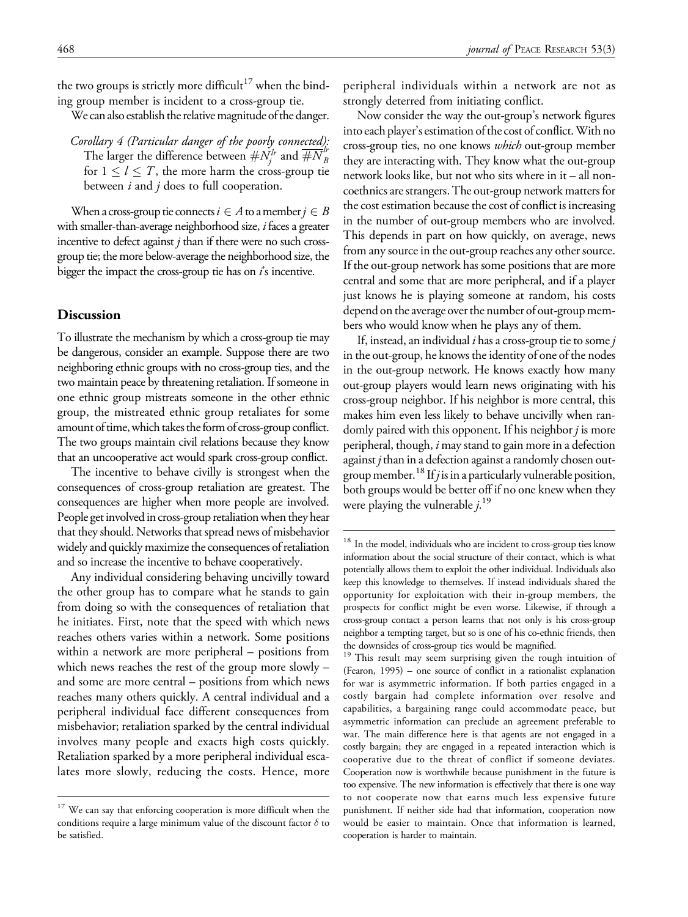the two groups is strictly more difficult[17] when the binding group member is incident to a cross-group tie.

We can also establish the relative magnitude of the danger.

*Corollary 4 (Particular danger of the poorly connected):* The larger the difference between $\#N_j^{lr}$ and $\overline{\#N_B^{lr}}$ for $1 \leq l \leq T$, the more harm the cross-group tie between $i$ and $j$ does to full cooperation.

When a cross-group tie connects $i \in A$ to a member $j \in B$ with smaller-than-average neighborhood size, $i$ faces a greater incentive to defect against $j$ than if there were no such cross-group tie; the more below-average the neighborhood size, the bigger the impact the cross-group tie has on $i$'s incentive.

## Discussion

To illustrate the mechanism by which a cross-group tie may be dangerous, consider an example. Suppose there are two neighboring ethnic groups with no cross-group ties, and the two maintain peace by threatening retaliation. If someone in one ethnic group mistreats someone in the other ethnic group, the mistreated ethnic group retaliates for some amount of time, which takes the form of cross-group conflict. The two groups maintain civil relations because they know that an uncooperative act would spark cross-group conflict.

The incentive to behave civilly is strongest when the consequences of cross-group retaliation are greatest. The consequences are higher when more people are involved. People get involved in cross-group retaliation when they hear that they should. Networks that spread news of misbehavior widely and quickly maximize the consequences of retaliation and so increase the incentive to behave cooperatively.

Any individual considering behaving uncivilly toward the other group has to compare what he stands to gain from doing so with the consequences of retaliation that he initiates. First, note that the speed with which news reaches others varies within a network. Some positions within a network are more peripheral – positions from which news reaches the rest of the group more slowly – and some are more central – positions from which news reaches many others quickly. A central individual and a peripheral individual face different consequences from misbehavior; retaliation sparked by the central individual involves many people and exacts high costs quickly. Retaliation sparked by a more peripheral individual escalates more slowly, reducing the costs. Hence, more peripheral individuals within a network are not as strongly deterred from initiating conflict.

Now consider the way the out-group's network figures into each player's estimation of the cost of conflict. With no cross-group ties, no one knows *which* out-group member they are interacting with. They know what the out-group network looks like, but not who sits where in it – all non-coethnics are strangers. The out-group network matters for the cost estimation because the cost of conflict is increasing in the number of out-group members who are involved. This depends in part on how quickly, on average, news from any source in the out-group reaches any other source. If the out-group network has some positions that are more central and some that are more peripheral, and if a player just knows he is playing someone at random, his costs depend on the average over the number of out-group members who would know when he plays any of them.

If, instead, an individual $i$ has a cross-group tie to some $j$ in the out-group, he knows the identity of one of the nodes in the out-group network. He knows exactly how many out-group players would learn news originating with his cross-group neighbor. If his neighbor is more central, this makes him even less likely to behave uncivilly when randomly paired with this opponent. If his neighbor $j$ is more peripheral, though, $i$ may stand to gain more in a defection against $j$ than in a defection against a randomly chosen out-group member.[18] If $j$ is in a particularly vulnerable position, both groups would be better off if no one knew when they were playing the vulnerable $j$.[19]

---

[17] We can say that enforcing cooperation is more difficult when the conditions require a large minimum value of the discount factor $\delta$ to be satisfied.

[18] In the model, individuals who are incident to cross-group ties know information about the social structure of their contact, which is what potentially allows them to exploit the other individual. Individuals also keep this knowledge to themselves. If instead individuals shared the opportunity for exploitation with their in-group members, the prospects for conflict might be even worse. Likewise, if through a cross-group contact a person learns that not only is his cross-group neighbor a tempting target, but so is one of his co-ethnic friends, then the downsides of cross-group ties would be magnified.

[19] This result may seem surprising given the rough intuition of (Fearon, 1995) – one source of conflict in a rationalist explanation for war is asymmetric information. If both parties engaged in a costly bargain had complete information over resolve and capabilities, a bargaining range could accommodate peace, but asymmetric information can preclude an agreement preferable to war. The main difference here is that agents are not engaged in a costly bargain; they are engaged in a repeated interaction which is cooperative due to the threat of conflict if someone deviates. Cooperation now is worthwhile because punishment in the future is too expensive. The new information is effectively that there is one way to not cooperate now that earns much less expensive future punishment. If neither side had that information, cooperation now would be easier to maintain. Once that information is learned, cooperation is harder to maintain.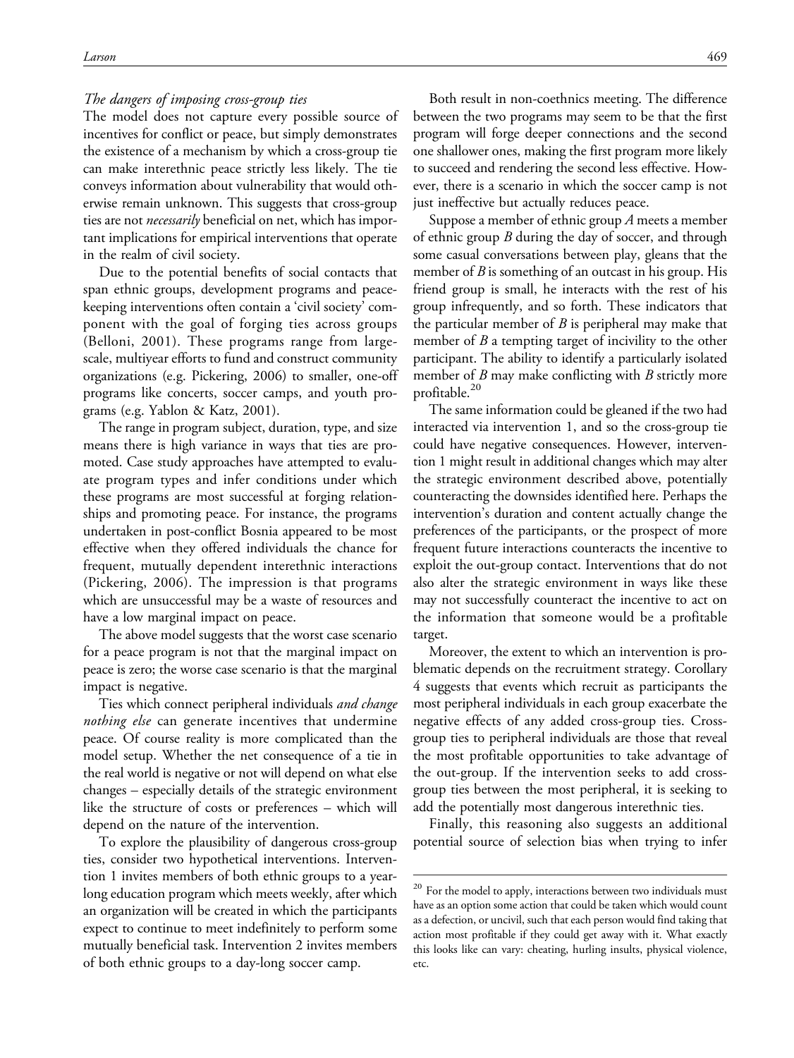*The dangers of imposing cross-group ties*

The model does not capture every possible source of incentives for conflict or peace, but simply demonstrates the existence of a mechanism by which a cross-group tie can make interethnic peace strictly less likely. The tie conveys information about vulnerability that would otherwise remain unknown. This suggests that cross-group ties are not *necessarily* beneficial on net, which has important implications for empirical interventions that operate in the realm of civil society.

Due to the potential benefits of social contacts that span ethnic groups, development programs and peacekeeping interventions often contain a 'civil society' component with the goal of forging ties across groups (Belloni, 2001). These programs range from large-scale, multiyear efforts to fund and construct community organizations (e.g. Pickering, 2006) to smaller, one-off programs like concerts, soccer camps, and youth programs (e.g. Yablon & Katz, 2001).

The range in program subject, duration, type, and size means there is high variance in ways that ties are promoted. Case study approaches have attempted to evaluate program types and infer conditions under which these programs are most successful at forging relationships and promoting peace. For instance, the programs undertaken in post-conflict Bosnia appeared to be most effective when they offered individuals the chance for frequent, mutually dependent interethnic interactions (Pickering, 2006). The impression is that programs which are unsuccessful may be a waste of resources and have a low marginal impact on peace.

The above model suggests that the worst case scenario for a peace program is not that the marginal impact on peace is zero; the worse case scenario is that the marginal impact is negative.

Ties which connect peripheral individuals *and change nothing else* can generate incentives that undermine peace. Of course reality is more complicated than the model setup. Whether the net consequence of a tie in the real world is negative or not will depend on what else changes – especially details of the strategic environment like the structure of costs or preferences – which will depend on the nature of the intervention.

To explore the plausibility of dangerous cross-group ties, consider two hypothetical interventions. Intervention 1 invites members of both ethnic groups to a year-long education program which meets weekly, after which an organization will be created in which the participants expect to continue to meet indefinitely to perform some mutually beneficial task. Intervention 2 invites members of both ethnic groups to a day-long soccer camp.

Both result in non-coethnics meeting. The difference between the two programs may seem to be that the first program will forge deeper connections and the second one shallower ones, making the first program more likely to succeed and rendering the second less effective. However, there is a scenario in which the soccer camp is not just ineffective but actually reduces peace.

Suppose a member of ethnic group *A* meets a member of ethnic group *B* during the day of soccer, and through some casual conversations between play, gleans that the member of *B* is something of an outcast in his group. His friend group is small, he interacts with the rest of his group infrequently, and so forth. These indicators that the particular member of *B* is peripheral may make that member of *B* a tempting target of incivility to the other participant. The ability to identify a particularly isolated member of *B* may make conflicting with *B* strictly more profitable.[20]

The same information could be gleaned if the two had interacted via intervention 1, and so the cross-group tie could have negative consequences. However, intervention 1 might result in additional changes which may alter the strategic environment described above, potentially counteracting the downsides identified here. Perhaps the intervention's duration and content actually change the preferences of the participants, or the prospect of more frequent future interactions counteracts the incentive to exploit the out-group contact. Interventions that do not also alter the strategic environment in ways like these may not successfully counteract the incentive to act on the information that someone would be a profitable target.

Moreover, the extent to which an intervention is problematic depends on the recruitment strategy. Corollary 4 suggests that events which recruit as participants the most peripheral individuals in each group exacerbate the negative effects of any added cross-group ties. Cross-group ties to peripheral individuals are those that reveal the most profitable opportunities to take advantage of the out-group. If the intervention seeks to add cross-group ties between the most peripheral, it is seeking to add the potentially most dangerous interethnic ties.

Finally, this reasoning also suggests an additional potential source of selection bias when trying to infer

[20] For the model to apply, interactions between two individuals must have as an option some action that could be taken which would count as a defection, or uncivil, such that each person would find taking that action most profitable if they could get away with it. What exactly this looks like can vary: cheating, hurling insults, physical violence, etc.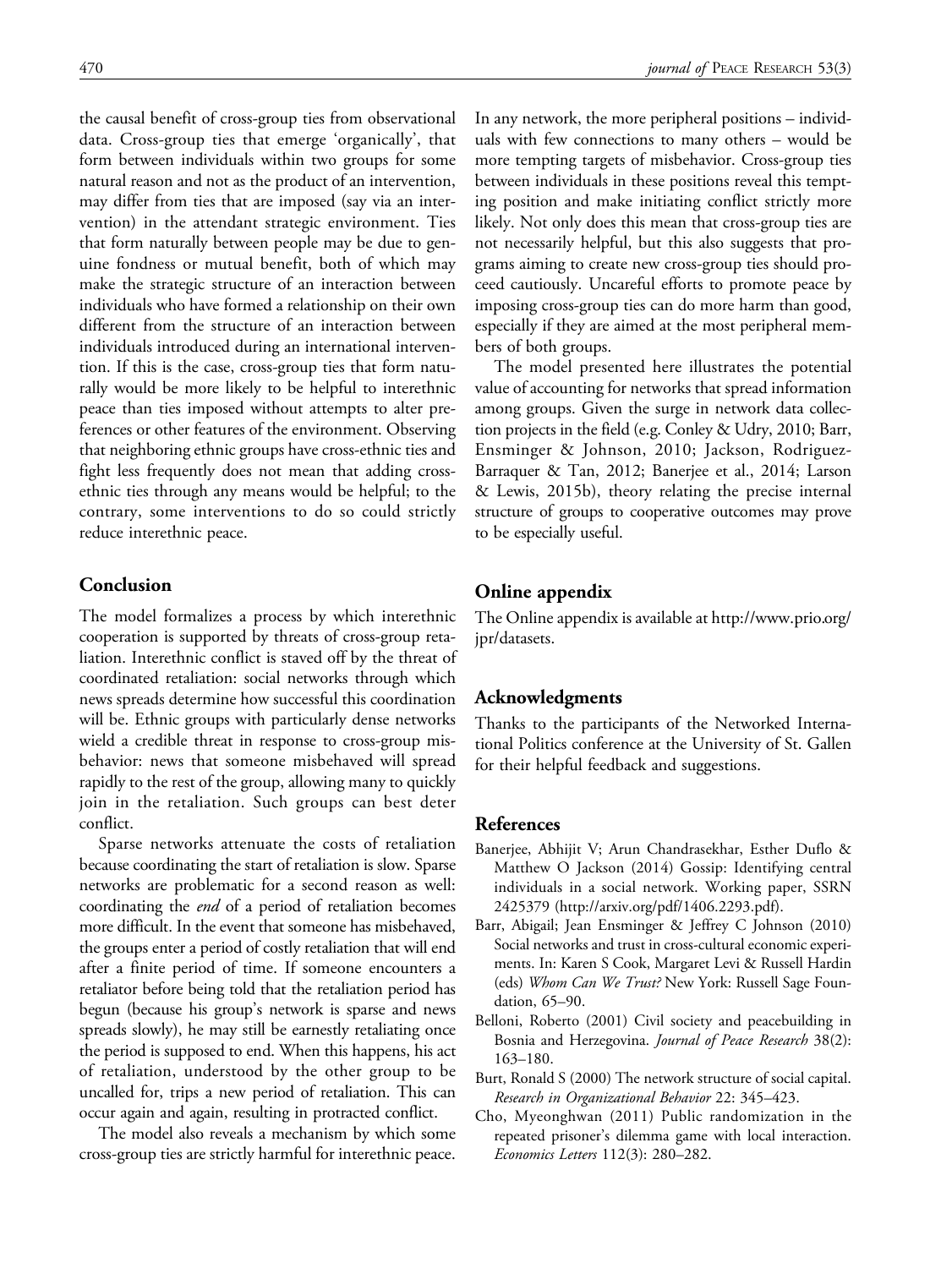the causal benefit of cross-group ties from observational data. Cross-group ties that emerge 'organically', that form between individuals within two groups for some natural reason and not as the product of an intervention, may differ from ties that are imposed (say via an intervention) in the attendant strategic environment. Ties that form naturally between people may be due to genuine fondness or mutual benefit, both of which may make the strategic structure of an interaction between individuals who have formed a relationship on their own different from the structure of an interaction between individuals introduced during an international intervention. If this is the case, cross-group ties that form naturally would be more likely to be helpful to interethnic peace than ties imposed without attempts to alter preferences or other features of the environment. Observing that neighboring ethnic groups have cross-ethnic ties and fight less frequently does not mean that adding cross-ethnic ties through any means would be helpful; to the contrary, some interventions to do so could strictly reduce interethnic peace.

## Conclusion

The model formalizes a process by which interethnic cooperation is supported by threats of cross-group retaliation. Interethnic conflict is staved off by the threat of coordinated retaliation: social networks through which news spreads determine how successful this coordination will be. Ethnic groups with particularly dense networks wield a credible threat in response to cross-group misbehavior: news that someone misbehaved will spread rapidly to the rest of the group, allowing many to quickly join in the retaliation. Such groups can best deter conflict.

Sparse networks attenuate the costs of retaliation because coordinating the start of retaliation is slow. Sparse networks are problematic for a second reason as well: coordinating the *end* of a period of retaliation becomes more difficult. In the event that someone has misbehaved, the groups enter a period of costly retaliation that will end after a finite period of time. If someone encounters a retaliator before being told that the retaliation period has begun (because his group's network is sparse and news spreads slowly), he may still be earnestly retaliating once the period is supposed to end. When this happens, his act of retaliation, understood by the other group to be uncalled for, trips a new period of retaliation. This can occur again and again, resulting in protracted conflict.

The model also reveals a mechanism by which some cross-group ties are strictly harmful for interethnic peace. In any network, the more peripheral positions – individuals with few connections to many others – would be more tempting targets of misbehavior. Cross-group ties between individuals in these positions reveal this tempting position and make initiating conflict strictly more likely. Not only does this mean that cross-group ties are not necessarily helpful, but this also suggests that programs aiming to create new cross-group ties should proceed cautiously. Uncareful efforts to promote peace by imposing cross-group ties can do more harm than good, especially if they are aimed at the most peripheral members of both groups.

The model presented here illustrates the potential value of accounting for networks that spread information among groups. Given the surge in network data collection projects in the field (e.g. Conley & Udry, 2010; Barr, Ensminger & Johnson, 2010; Jackson, Rodriguez-Barraquer & Tan, 2012; Banerjee et al., 2014; Larson & Lewis, 2015b), theory relating the precise internal structure of groups to cooperative outcomes may prove to be especially useful.

## Online appendix

The Online appendix is available at http://www.prio.org/jpr/datasets.

## Acknowledgments

Thanks to the participants of the Networked International Politics conference at the University of St. Gallen for their helpful feedback and suggestions.

## References

Banerjee, Abhijit V; Arun Chandrasekhar, Esther Duflo & Matthew O Jackson (2014) Gossip: Identifying central individuals in a social network. Working paper, SSRN 2425379 (http://arxiv.org/pdf/1406.2293.pdf).

Barr, Abigail; Jean Ensminger & Jeffrey C Johnson (2010) Social networks and trust in cross-cultural economic experiments. In: Karen S Cook, Margaret Levi & Russell Hardin (eds) *Whom Can We Trust?* New York: Russell Sage Foundation, 65–90.

Belloni, Roberto (2001) Civil society and peacebuilding in Bosnia and Herzegovina. *Journal of Peace Research* 38(2): 163–180.

Burt, Ronald S (2000) The network structure of social capital. *Research in Organizational Behavior* 22: 345–423.

Cho, Myeonghwan (2011) Public randomization in the repeated prisoner's dilemma game with local interaction. *Economics Letters* 112(3): 280–282.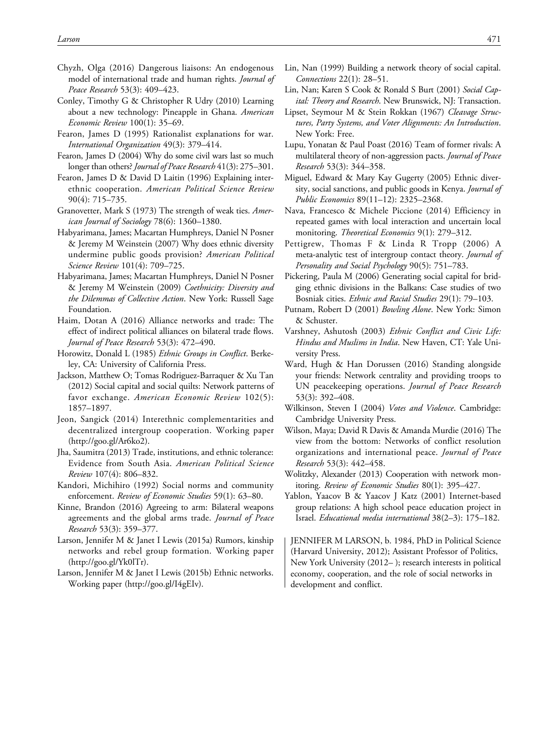Chyzh, Olga (2016) Dangerous liaisons: An endogenous model of international trade and human rights. *Journal of Peace Research* 53(3): 409–423.

Conley, Timothy G & Christopher R Udry (2010) Learning about a new technology: Pineapple in Ghana. *American Economic Review* 100(1): 35–69.

Fearon, James D (1995) Rationalist explanations for war. *International Organization* 49(3): 379–414.

Fearon, James D (2004) Why do some civil wars last so much longer than others? *Journal of Peace Research* 41(3): 275–301.

Fearon, James D & David D Laitin (1996) Explaining interethnic cooperation. *American Political Science Review* 90(4): 715–735.

Granovetter, Mark S (1973) The strength of weak ties. *American Journal of Sociology* 78(6): 1360–1380.

Habyarimana, James; Macartan Humphreys, Daniel N Posner & Jeremy M Weinstein (2007) Why does ethnic diversity undermine public goods provision? *American Political Science Review* 101(4): 709–725.

Habyarimana, James; Macartan Humphreys, Daniel N Posner & Jeremy M Weinstein (2009) *Coethnicity: Diversity and the Dilemmas of Collective Action*. New York: Russell Sage Foundation.

Haim, Dotan A (2016) Alliance networks and trade: The effect of indirect political alliances on bilateral trade flows. *Journal of Peace Research* 53(3): 472–490.

Horowitz, Donald L (1985) *Ethnic Groups in Conflict*. Berkeley, CA: University of California Press.

Jackson, Matthew O; Tomas Rodriguez-Barraquer & Xu Tan (2012) Social capital and social quilts: Network patterns of favor exchange. *American Economic Review* 102(5): 1857–1897.

Jeon, Sangick (2014) Interethnic complementarities and decentralized intergroup cooperation. Working paper (http://goo.gl/Ar6ko2).

Jha, Saumitra (2013) Trade, institutions, and ethnic tolerance: Evidence from South Asia. *American Political Science Review* 107(4): 806–832.

Kandori, Michihiro (1992) Social norms and community enforcement. *Review of Economic Studies* 59(1): 63–80.

Kinne, Brandon (2016) Agreeing to arm: Bilateral weapons agreements and the global arms trade. *Journal of Peace Research* 53(3): 359–377.

Larson, Jennifer M & Janet I Lewis (2015a) Rumors, kinship networks and rebel group formation. Working paper (http://goo.gl/Yk0lTr).

Larson, Jennifer M & Janet I Lewis (2015b) Ethnic networks. Working paper (http://goo.gl/I4gEIv).

Lin, Nan (1999) Building a network theory of social capital. *Connections* 22(1): 28–51.

Lin, Nan; Karen S Cook & Ronald S Burt (2001) *Social Capital: Theory and Research*. New Brunswick, NJ: Transaction.

Lipset, Seymour M & Stein Rokkan (1967) *Cleavage Structures, Party Systems, and Voter Alignments: An Introduction*. New York: Free.

Lupu, Yonatan & Paul Poast (2016) Team of former rivals: A multilateral theory of non-aggression pacts. *Journal of Peace Research* 53(3): 344–358.

Miguel, Edward & Mary Kay Gugerty (2005) Ethnic diversity, social sanctions, and public goods in Kenya. *Journal of Public Economics* 89(11–12): 2325–2368.

Nava, Francesco & Michele Piccione (2014) Efficiency in repeated games with local interaction and uncertain local monitoring. *Theoretical Economics* 9(1): 279–312.

Pettigrew, Thomas F & Linda R Tropp (2006) A meta-analytic test of intergroup contact theory. *Journal of Personality and Social Psychology* 90(5): 751–783.

Pickering, Paula M (2006) Generating social capital for bridging ethnic divisions in the Balkans: Case studies of two Bosniak cities. *Ethnic and Racial Studies* 29(1): 79–103.

Putnam, Robert D (2001) *Bowling Alone*. New York: Simon & Schuster.

Varshney, Ashutosh (2003) *Ethnic Conflict and Civic Life: Hindus and Muslims in India*. New Haven, CT: Yale University Press.

Ward, Hugh & Han Dorussen (2016) Standing alongside your friends: Network centrality and providing troops to UN peacekeeping operations. *Journal of Peace Research* 53(3): 392–408.

Wilkinson, Steven I (2004) *Votes and Violence*. Cambridge: Cambridge University Press.

Wilson, Maya; David R Davis & Amanda Murdie (2016) The view from the bottom: Networks of conflict resolution organizations and international peace. *Journal of Peace Research* 53(3): 442–458.

Wolitzky, Alexander (2013) Cooperation with network monitoring. *Review of Economic Studies* 80(1): 395–427.

Yablon, Yaacov B & Yaacov J Katz (2001) Internet-based group relations: A high school peace education project in Israel. *Educational media international* 38(2–3): 175–182.

JENNIFER M LARSON, b. 1984, PhD in Political Science (Harvard University, 2012); Assistant Professor of Politics, New York University (2012– ); research interests in political economy, cooperation, and the role of social networks in development and conflict.